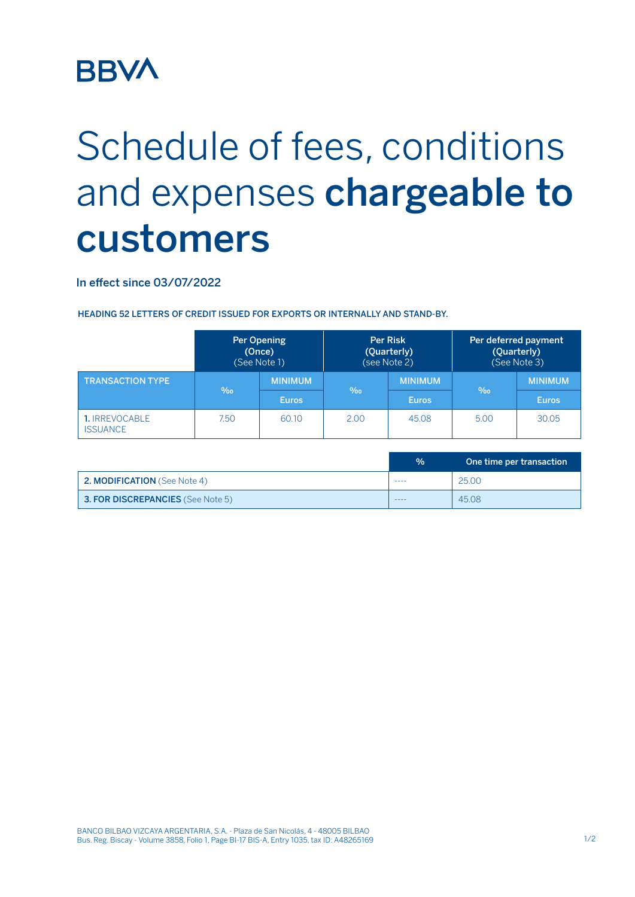BBVA

# Schedule of fees, conditions and expenses **chargeable to customers**

In effect since 03/07/2022

HEADING 52 LETTERS OF CREDIT ISSUED FOR EXPORTS OR INTERNALLY AND STAND-BY.

| | Per Opening (Once) (See Note 1) | | Per Risk (Quarterly) (see Note 2) | | Per deferred payment (Quarterly) (See Note 3) | |
|---|---|---|---|---|---|---|
| TRANSACTION TYPE | ‰ | MINIMUM Euros | ‰ | MINIMUM Euros | ‰ | MINIMUM Euros |
| **1.** IRREVOCABLE ISSUANCE | 7.50 | 60.10 | 2.00 | 45.08 | 5.00 | 30.05 |

| | % | One time per transaction |
|---|---|---|
| **2. MODIFICATION** (See Note 4) | ---- | 25.00 |
| **3. FOR DISCREPANCIES** (See Note 5) | ---- | 45.08 |

BANCO BILBAO VIZCAYA ARGENTARIA, S.A. - Plaza de San Nicolás, 4 - 48005 BILBAO
Bus. Reg. Biscay - Volume 3858, Folio 1, Page BI-17 BIS-A, Entry 1035, tax ID: A48265169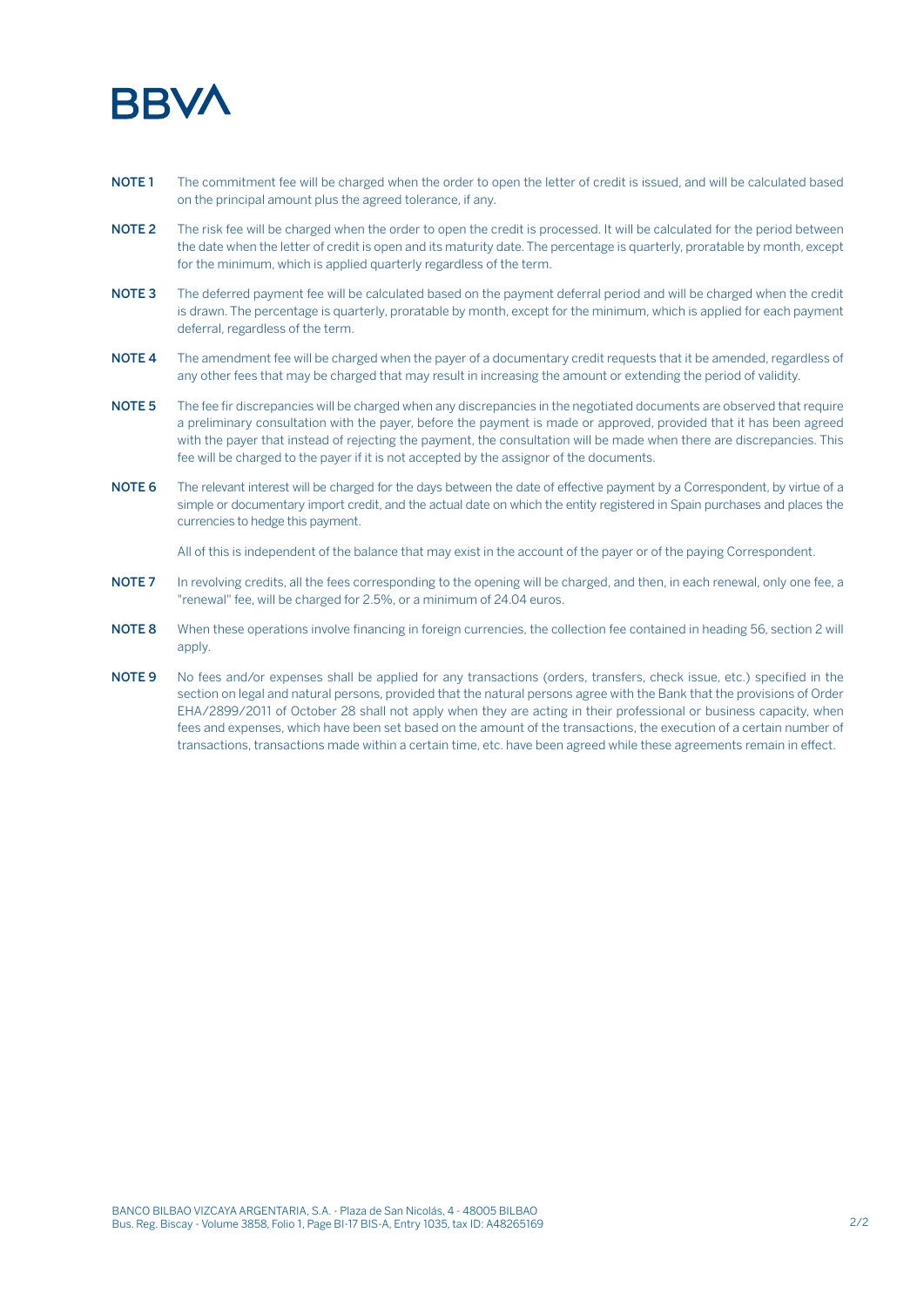BBVA

**NOTE 1** The commitment fee will be charged when the order to open the letter of credit is issued, and will be calculated based on the principal amount plus the agreed tolerance, if any.

**NOTE 2** The risk fee will be charged when the order to open the credit is processed. It will be calculated for the period between the date when the letter of credit is open and its maturity date. The percentage is quarterly, proratable by month, except for the minimum, which is applied quarterly regardless of the term.

**NOTE 3** The deferred payment fee will be calculated based on the payment deferral period and will be charged when the credit is drawn. The percentage is quarterly, proratable by month, except for the minimum, which is applied for each payment deferral, regardless of the term.

**NOTE 4** The amendment fee will be charged when the payer of a documentary credit requests that it be amended, regardless of any other fees that may be charged that may result in increasing the amount or extending the period of validity.

**NOTE 5** The fee fir discrepancies will be charged when any discrepancies in the negotiated documents are observed that require a preliminary consultation with the payer, before the payment is made or approved, provided that it has been agreed with the payer that instead of rejecting the payment, the consultation will be made when there are discrepancies. This fee will be charged to the payer if it is not accepted by the assignor of the documents.

**NOTE 6** The relevant interest will be charged for the days between the date of effective payment by a Correspondent, by virtue of a simple or documentary import credit, and the actual date on which the entity registered in Spain purchases and places the currencies to hedge this payment.

All of this is independent of the balance that may exist in the account of the payer or of the paying Correspondent.

**NOTE 7** In revolving credits, all the fees corresponding to the opening will be charged, and then, in each renewal, only one fee, a "renewal" fee, will be charged for 2.5%, or a minimum of 24.04 euros.

**NOTE 8** When these operations involve financing in foreign currencies, the collection fee contained in heading 56, section 2 will apply.

**NOTE 9** No fees and/or expenses shall be applied for any transactions (orders, transfers, check issue, etc.) specified in the section on legal and natural persons, provided that the natural persons agree with the Bank that the provisions of Order EHA/2899/2011 of October 28 shall not apply when they are acting in their professional or business capacity, when fees and expenses, which have been set based on the amount of the transactions, the execution of a certain number of transactions, transactions made within a certain time, etc. have been agreed while these agreements remain in effect.

BANCO BILBAO VIZCAYA ARGENTARIA, S.A. - Plaza de San Nicolás, 4 - 48005 BILBAO
Bus. Reg. Biscay - Volume 3858, Folio 1, Page BI-17 BIS-A, Entry 1035, tax ID: A48265169